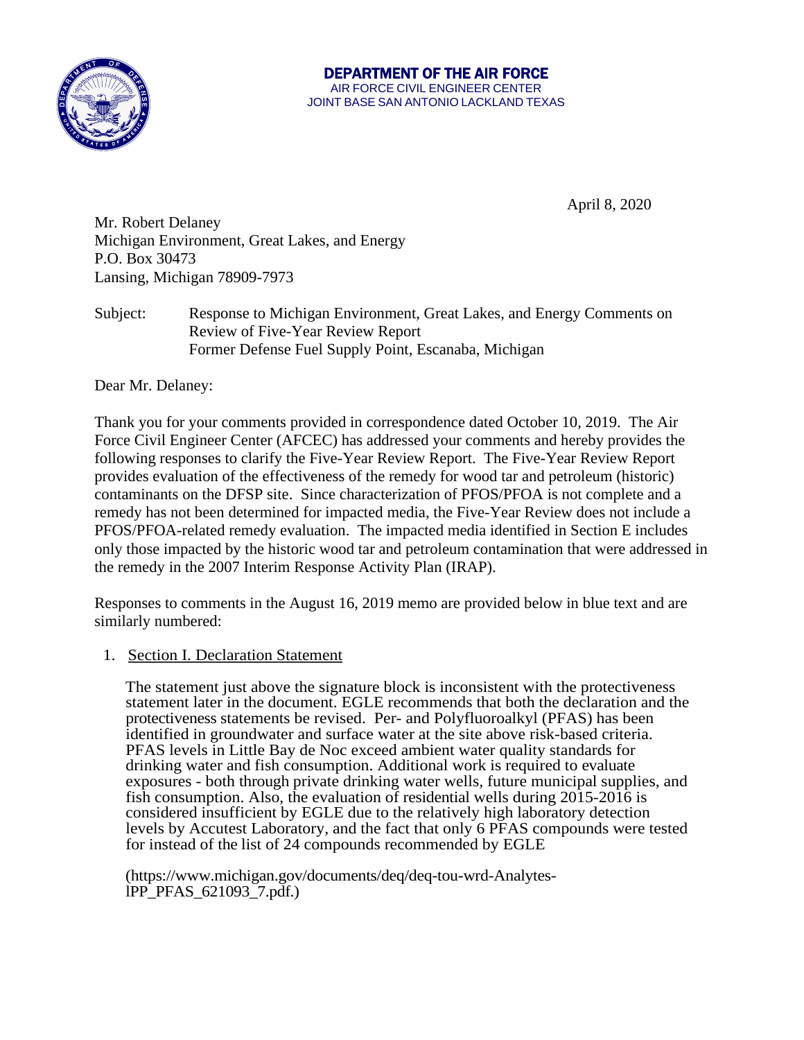**DEPARTMENT OF THE AIR FORCE**
AIR FORCE CIVIL ENGINEER CENTER
JOINT BASE SAN ANTONIO LACKLAND TEXAS

April 8, 2020

Mr. Robert Delaney
Michigan Environment, Great Lakes, and Energy
P.O. Box 30473
Lansing, Michigan 78909-7973

Subject: Response to Michigan Environment, Great Lakes, and Energy Comments on Review of Five-Year Review Report
Former Defense Fuel Supply Point, Escanaba, Michigan

Dear Mr. Delaney:

Thank you for your comments provided in correspondence dated October 10, 2019. The Air Force Civil Engineer Center (AFCEC) has addressed your comments and hereby provides the following responses to clarify the Five-Year Review Report. The Five-Year Review Report provides evaluation of the effectiveness of the remedy for wood tar and petroleum (historic) contaminants on the DFSP site. Since characterization of PFOS/PFOA is not complete and a remedy has not been determined for impacted media, the Five-Year Review does not include a PFOS/PFOA-related remedy evaluation. The impacted media identified in Section E includes only those impacted by the historic wood tar and petroleum contamination that were addressed in the remedy in the 2007 Interim Response Activity Plan (IRAP).

Responses to comments in the August 16, 2019 memo are provided below in blue text and are similarly numbered:

1. Section I. Declaration Statement

   The statement just above the signature block is inconsistent with the protectiveness statement later in the document. EGLE recommends that both the declaration and the protectiveness statements be revised. Per- and Polyfluoroalkyl (PFAS) has been identified in groundwater and surface water at the site above risk-based criteria. PFAS levels in Little Bay de Noc exceed ambient water quality standards for drinking water and fish consumption. Additional work is required to evaluate exposures - both through private drinking water wells, future municipal supplies, and fish consumption. Also, the evaluation of residential wells during 2015-2016 is considered insufficient by EGLE due to the relatively high laboratory detection levels by Accutest Laboratory, and the fact that only 6 PFAS compounds were tested for instead of the list of 24 compounds recommended by EGLE

   (https://www.michigan.gov/documents/deq/deq-tou-wrd-Analytes-lPP_PFAS_621093_7.pdf.)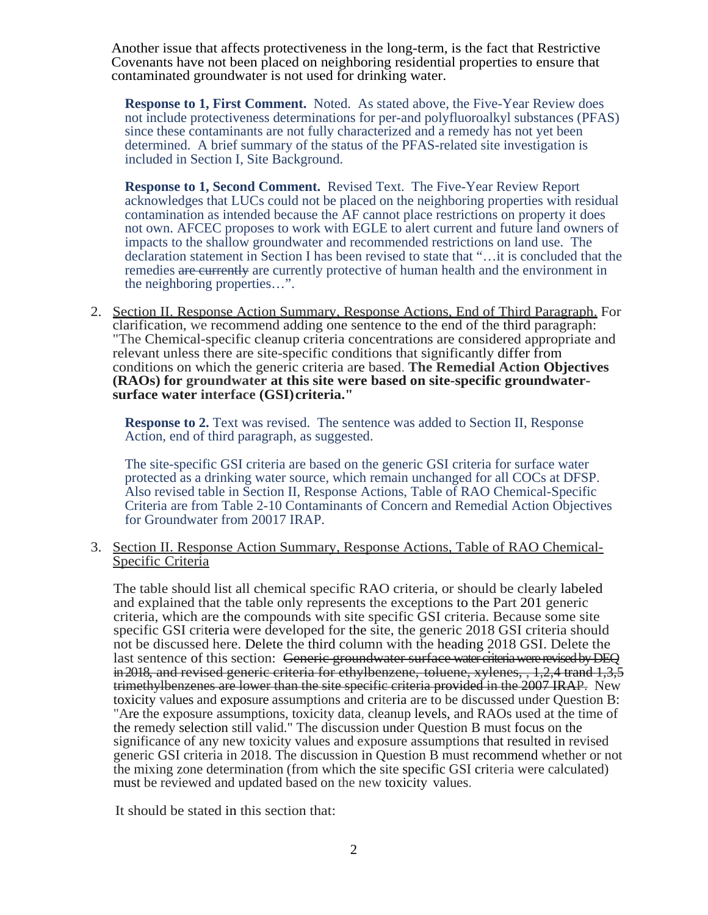Another issue that affects protectiveness in the long-term, is the fact that Restrictive Covenants have not been placed on neighboring residential properties to ensure that contaminated groundwater is not used for drinking water.

> **Response to 1, First Comment.** Noted. As stated above, the Five-Year Review does not include protectiveness determinations for per-and polyfluoroalkyl substances (PFAS) since these contaminants are not fully characterized and a remedy has not yet been determined. A brief summary of the status of the PFAS-related site investigation is included in Section I, Site Background.
>
> **Response to 1, Second Comment.** Revised Text. The Five-Year Review Report acknowledges that LUCs could not be placed on the neighboring properties with residual contamination as intended because the AF cannot place restrictions on property it does not own. AFCEC proposes to work with EGLE to alert current and future land owners of impacts to the shallow groundwater and recommended restrictions on land use. The declaration statement in Section I has been revised to state that "…it is concluded that the remedies ~~are currently~~ are currently protective of human health and the environment in the neighboring properties…".

2. Section II. Response Action Summary, Response Actions, End of Third Paragraph. For clarification, we recommend adding one sentence to the end of the third paragraph: "The Chemical-specific cleanup criteria concentrations are considered appropriate and relevant unless there are site-specific conditions that significantly differ from conditions on which the generic criteria are based. **The Remedial Action Objectives (RAOs) for groundwater at this site were based on site-specific groundwater-surface water interface (GSI) criteria."**

> **Response to 2.** Text was revised. The sentence was added to Section II, Response Action, end of third paragraph, as suggested.
>
> The site-specific GSI criteria are based on the generic GSI criteria for surface water protected as a drinking water source, which remain unchanged for all COCs at DFSP. Also revised table in Section II, Response Actions, Table of RAO Chemical-Specific Criteria are from Table 2-10 Contaminants of Concern and Remedial Action Objectives for Groundwater from 20017 IRAP.

3. Section II. Response Action Summary, Response Actions, Table of RAO Chemical-Specific Criteria

   The table should list all chemical specific RAO criteria, or should be clearly labeled and explained that the table only represents the exceptions to the Part 201 generic criteria, which are the compounds with site specific GSI criteria. Because some site specific GSI criteria were developed for the site, the generic 2018 GSI criteria should not be discussed here. Delete the third column with the heading 2018 GSI. Delete the last sentence of this section: ~~Generic groundwater surface water criteria were revised by DEQ in 2018, and revised generic criteria for ethylbenzene, toluene, xylenes, , 1,2,4 trand 1,3,5 trimethylbenzenes are lower than the site specific criteria provided in the 2007 IRAP.~~ New toxicity values and exposure assumptions and criteria are to be discussed under Question B: "Are the exposure assumptions, toxicity data, cleanup levels, and RAOs used at the time of the remedy selection still valid." The discussion under Question B must focus on the significance of any new toxicity values and exposure assumptions that resulted in revised generic GSI criteria in 2018. The discussion in Question B must recommend whether or not the mixing zone determination (from which the site specific GSI criteria were calculated) must be reviewed and updated based on the new toxicity values.

   It should be stated in this section that: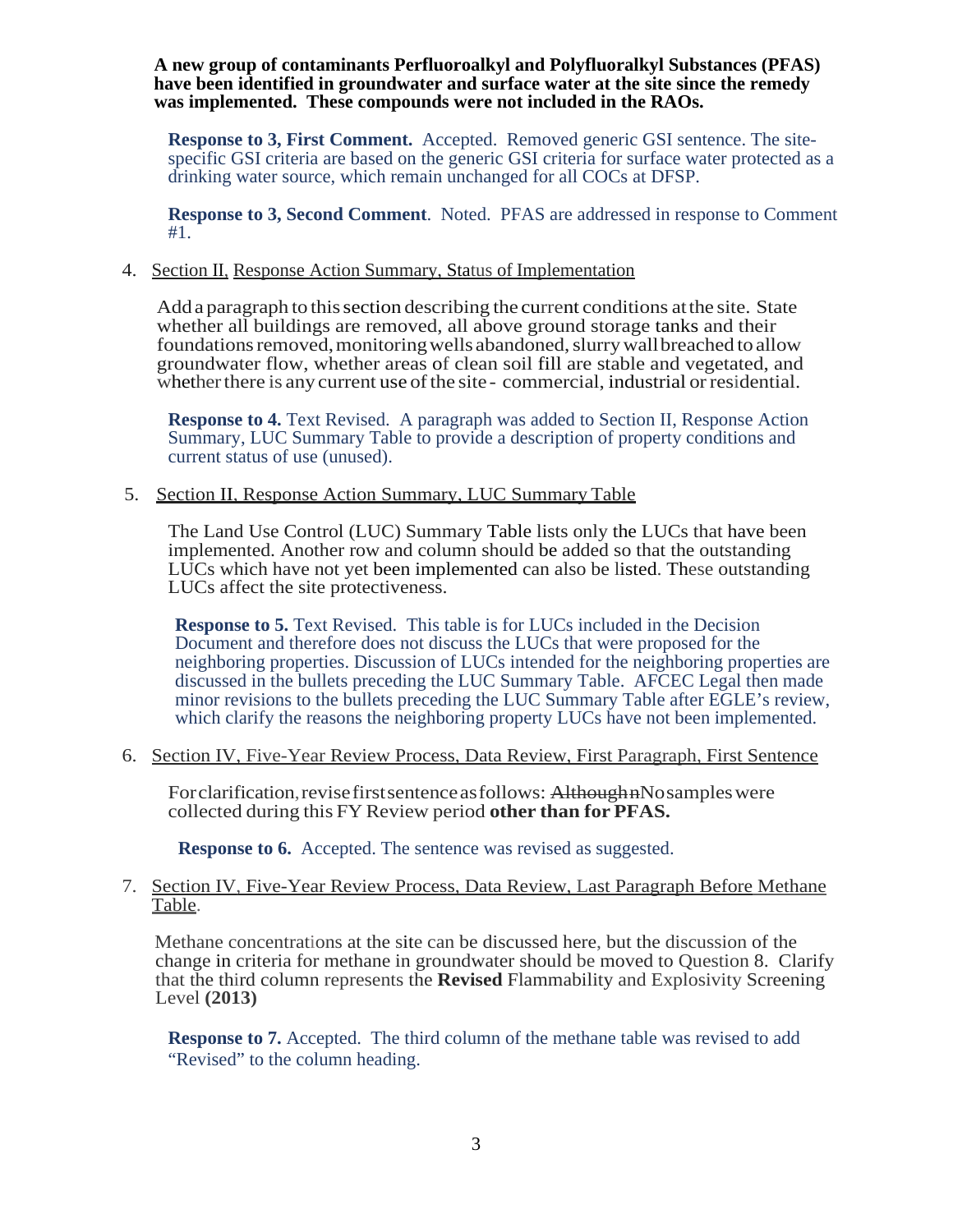**A new group of contaminants Perfluoroalkyl and Polyfluoralkyl Substances (PFAS) have been identified in groundwater and surface water at the site since the remedy was implemented. These compounds were not included in the RAOs.**

**Response to 3, First Comment.** Accepted. Removed generic GSI sentence. The site-specific GSI criteria are based on the generic GSI criteria for surface water protected as a drinking water source, which remain unchanged for all COCs at DFSP.

**Response to 3, Second Comment**. Noted. PFAS are addressed in response to Comment #1.

4. Section II, Response Action Summary, Status of Implementation

   Add a paragraph to this section describing the current conditions at the site. State whether all buildings are removed, all above ground storage tanks and their foundations removed, monitoring wells abandoned, slurry wall breached to allow groundwater flow, whether areas of clean soil fill are stable and vegetated, and whether there is any current use of the site - commercial, industrial or residential.

   **Response to 4.** Text Revised. A paragraph was added to Section II, Response Action Summary, LUC Summary Table to provide a description of property conditions and current status of use (unused).

5. Section II, Response Action Summary, LUC Summary Table

   The Land Use Control (LUC) Summary Table lists only the LUCs that have been implemented. Another row and column should be added so that the outstanding LUCs which have not yet been implemented can also be listed. These outstanding LUCs affect the site protectiveness.

   **Response to 5.** Text Revised. This table is for LUCs included in the Decision Document and therefore does not discuss the LUCs that were proposed for the neighboring properties. Discussion of LUCs intended for the neighboring properties are discussed in the bullets preceding the LUC Summary Table. AFCEC Legal then made minor revisions to the bullets preceding the LUC Summary Table after EGLE's review, which clarify the reasons the neighboring property LUCs have not been implemented.

6. Section IV, Five-Year Review Process, Data Review, First Paragraph, First Sentence

   For clarification, revise first sentence as follows: ~~Although n~~No samples were collected during this FY Review period **other than for PFAS.**

   **Response to 6.** Accepted. The sentence was revised as suggested.

7. Section IV, Five-Year Review Process, Data Review, Last Paragraph Before Methane Table.

   Methane concentrations at the site can be discussed here, but the discussion of the change in criteria for methane in groundwater should be moved to Question 8. Clarify that the third column represents the **Revised** Flammability and Explosivity Screening Level **(2013)**

   **Response to 7.** Accepted. The third column of the methane table was revised to add "Revised" to the column heading.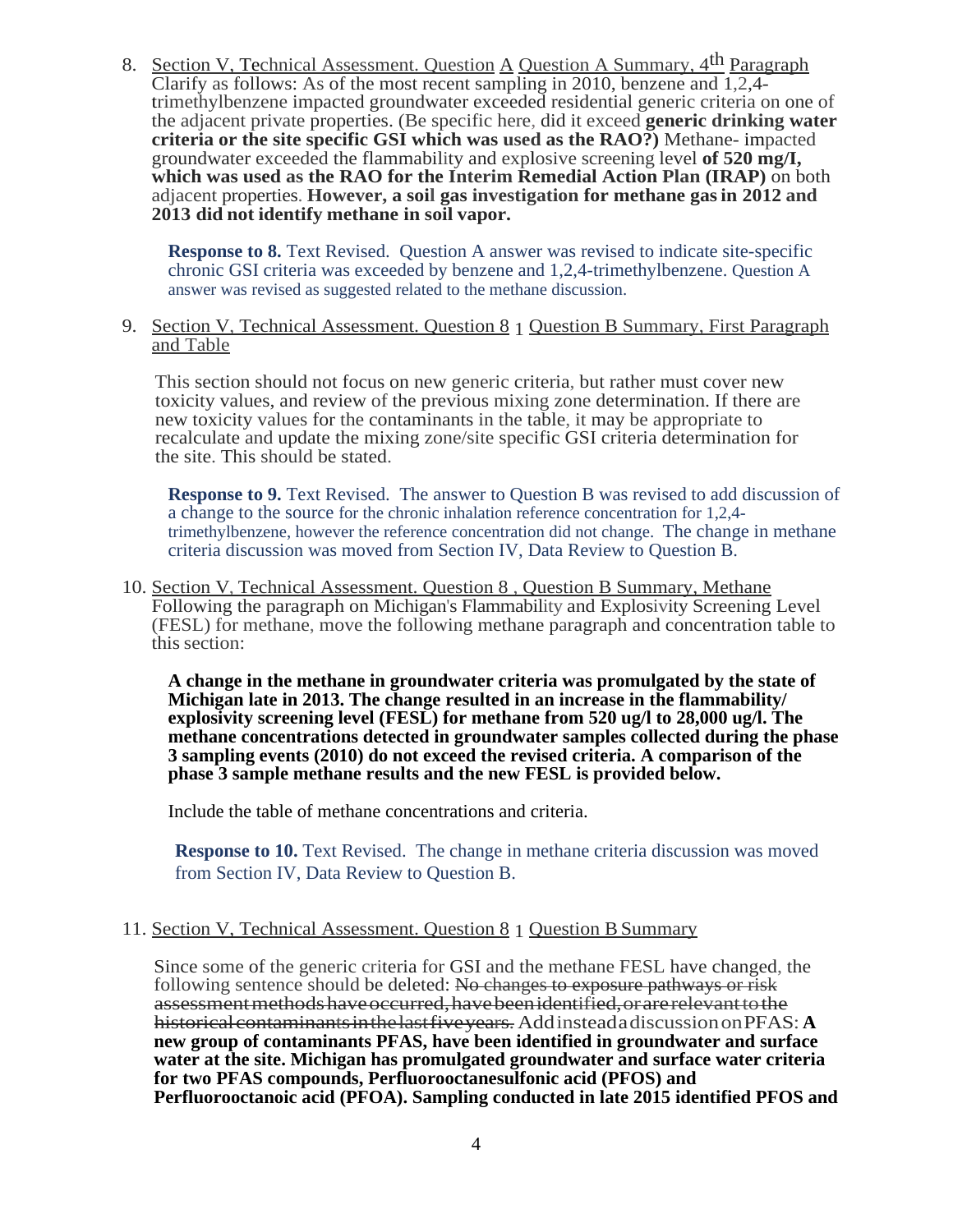8. Section V, Technical Assessment. Question A Question A Summary, 4th Paragraph
   Clarify as follows: As of the most recent sampling in 2010, benzene and 1,2,4-trimethylbenzene impacted groundwater exceeded residential generic criteria on one of the adjacent private properties. (Be specific here, did it exceed **generic drinking water criteria or the site specific GSI which was used as the RAO?)** Methane- impacted groundwater exceeded the flammability and explosive screening level **of 520 mg/I, which was used as the RAO for the Interim Remedial Action Plan (IRAP)** on both adjacent properties. **However, a soil gas investigation for methane gas in 2012 and 2013 did not identify methane in soil vapor.**

   **Response to 8.** Text Revised. Question A answer was revised to indicate site-specific chronic GSI criteria was exceeded by benzene and 1,2,4-trimethylbenzene. Question A answer was revised as suggested related to the methane discussion.

9. Section V, Technical Assessment. Question 8 1 Question B Summary, First Paragraph and Table

   This section should not focus on new generic criteria, but rather must cover new toxicity values, and review of the previous mixing zone determination. If there are new toxicity values for the contaminants in the table, it may be appropriate to recalculate and update the mixing zone/site specific GSI criteria determination for the site. This should be stated.

   **Response to 9.** Text Revised. The answer to Question B was revised to add discussion of a change to the source for the chronic inhalation reference concentration for 1,2,4-trimethylbenzene, however the reference concentration did not change. The change in methane criteria discussion was moved from Section IV, Data Review to Question B.

10. Section V, Technical Assessment. Question 8 , Question B Summary, Methane
    Following the paragraph on Michigan's Flammability and Explosivity Screening Level (FESL) for methane, move the following methane paragraph and concentration table to this section:

    **A change in the methane in groundwater criteria was promulgated by the state of Michigan late in 2013. The change resulted in an increase in the flammability/ explosivity screening level (FESL) for methane from 520 ug/l to 28,000 ug/l. The methane concentrations detected in groundwater samples collected during the phase 3 sampling events (2010) do not exceed the revised criteria. A comparison of the phase 3 sample methane results and the new FESL is provided below.**

    Include the table of methane concentrations and criteria.

    **Response to 10.** Text Revised. The change in methane criteria discussion was moved from Section IV, Data Review to Question B.

11. Section V, Technical Assessment. Question 8 1 Question B Summary

    Since some of the generic criteria for GSI and the methane FESL have changed, the following sentence should be deleted: ~~No changes to exposure pathways or risk assessment methods have occurred, have been identified, or are relevant to the historical contaminants in the last five years.~~ Add instead a discussion on PFAS: **A new group of contaminants PFAS, have been identified in groundwater and surface water at the site. Michigan has promulgated groundwater and surface water criteria for two PFAS compounds, Perfluorooctanesulfonic acid (PFOS) and Perfluorooctanoic acid (PFOA). Sampling conducted in late 2015 identified PFOS and**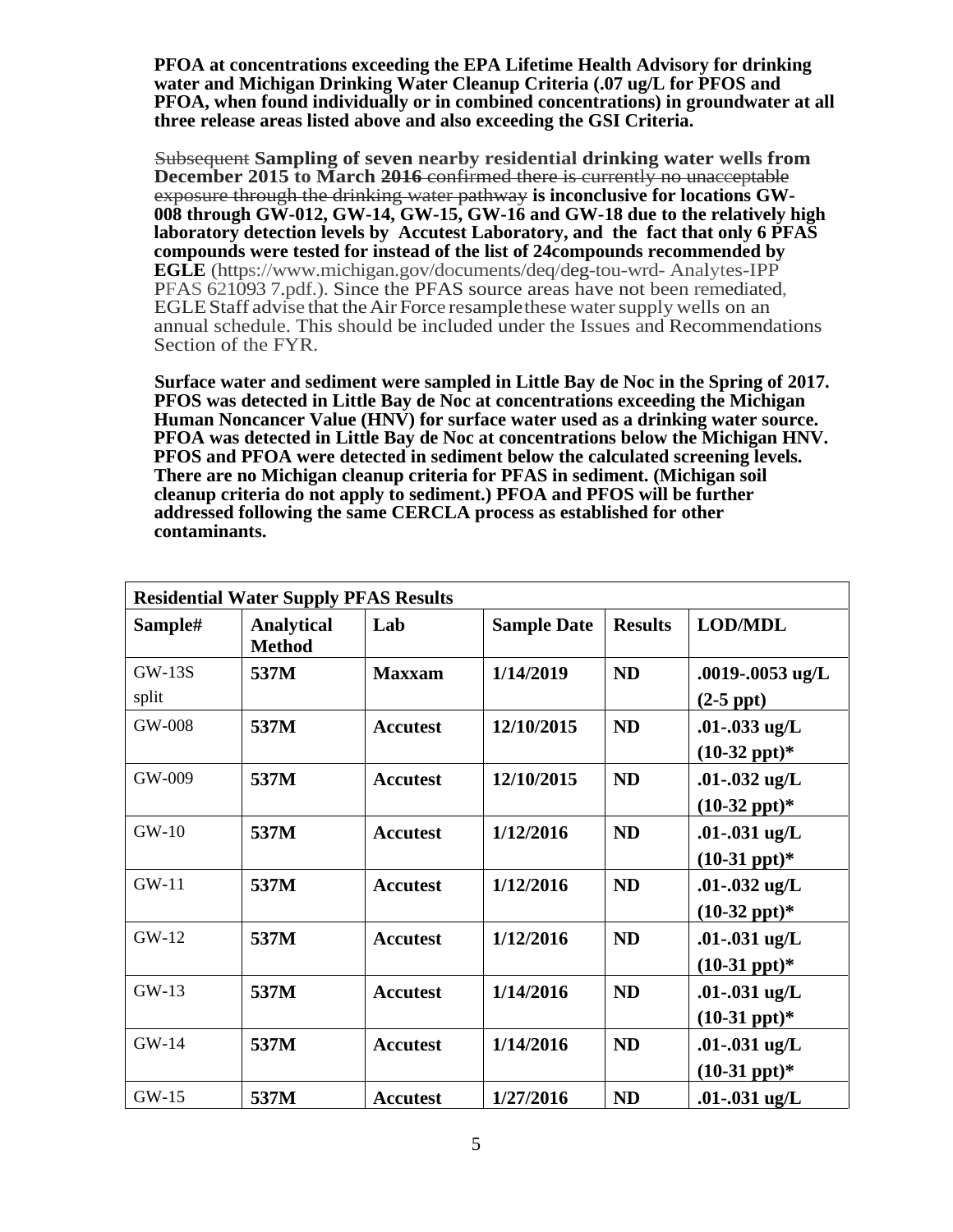**PFOA at concentrations exceeding the EPA Lifetime Health Advisory for drinking water and Michigan Drinking Water Cleanup Criteria (.07 ug/L for PFOS and PFOA, when found individually or in combined concentrations) in groundwater at all three release areas listed above and also exceeding the GSI Criteria.**

~~Subsequent~~ **Sampling of seven nearby residential drinking water wells from December 2015 to March ~~2016~~** ~~confirmed there is currently no unacceptable exposure through the drinking water pathway~~ **is inconclusive for locations GW-008 through GW-012, GW-14, GW-15, GW-16 and GW-18 due to the relatively high laboratory detection levels by Accutest Laboratory, and the fact that only 6 PFAS compounds were tested for instead of the list of 24compounds recommended by EGLE** (https://www.michigan.gov/documents/deq/deg-tou-wrd- Analytes-IPP PFAS 621093 7.pdf.). Since the PFAS source areas have not been remediated, EGLE Staff advise that the Air Force resample these water supply wells on an annual schedule. This should be included under the Issues and Recommendations Section of the FYR.

**Surface water and sediment were sampled in Little Bay de Noc in the Spring of 2017. PFOS was detected in Little Bay de Noc at concentrations exceeding the Michigan Human Noncancer Value (HNV) for surface water used as a drinking water source. PFOA was detected in Little Bay de Noc at concentrations below the Michigan HNV. PFOS and PFOA were detected in sediment below the calculated screening levels. There are no Michigan cleanup criteria for PFAS in sediment. (Michigan soil cleanup criteria do not apply to sediment.) PFOA and PFOS will be further addressed following the same CERCLA process as established for other contaminants.**

| **Residential Water Supply PFAS Results** | | | | | |
|---|---|---|---|---|---|
| **Sample#** | **Analytical Method** | **Lab** | **Sample Date** | **Results** | **LOD/MDL** |
| GW-13S split | **537M** | **Maxxam** | **1/14/2019** | **ND** | **.0019-.0053 ug/L (2-5 ppt)** |
| GW-008 | **537M** | **Accutest** | **12/10/2015** | **ND** | **.01-.033 ug/L (10-32 ppt)*** |
| GW-009 | **537M** | **Accutest** | **12/10/2015** | **ND** | **.01-.032 ug/L (10-32 ppt)*** |
| GW-10 | **537M** | **Accutest** | **1/12/2016** | **ND** | **.01-.031 ug/L (10-31 ppt)*** |
| GW-11 | **537M** | **Accutest** | **1/12/2016** | **ND** | **.01-.032 ug/L (10-32 ppt)*** |
| GW-12 | **537M** | **Accutest** | **1/12/2016** | **ND** | **.01-.031 ug/L (10-31 ppt)*** |
| GW-13 | **537M** | **Accutest** | **1/14/2016** | **ND** | **.01-.031 ug/L (10-31 ppt)*** |
| GW-14 | **537M** | **Accutest** | **1/14/2016** | **ND** | **.01-.031 ug/L (10-31 ppt)*** |
| GW-15 | **537M** | **Accutest** | **1/27/2016** | **ND** | **.01-.031 ug/L** |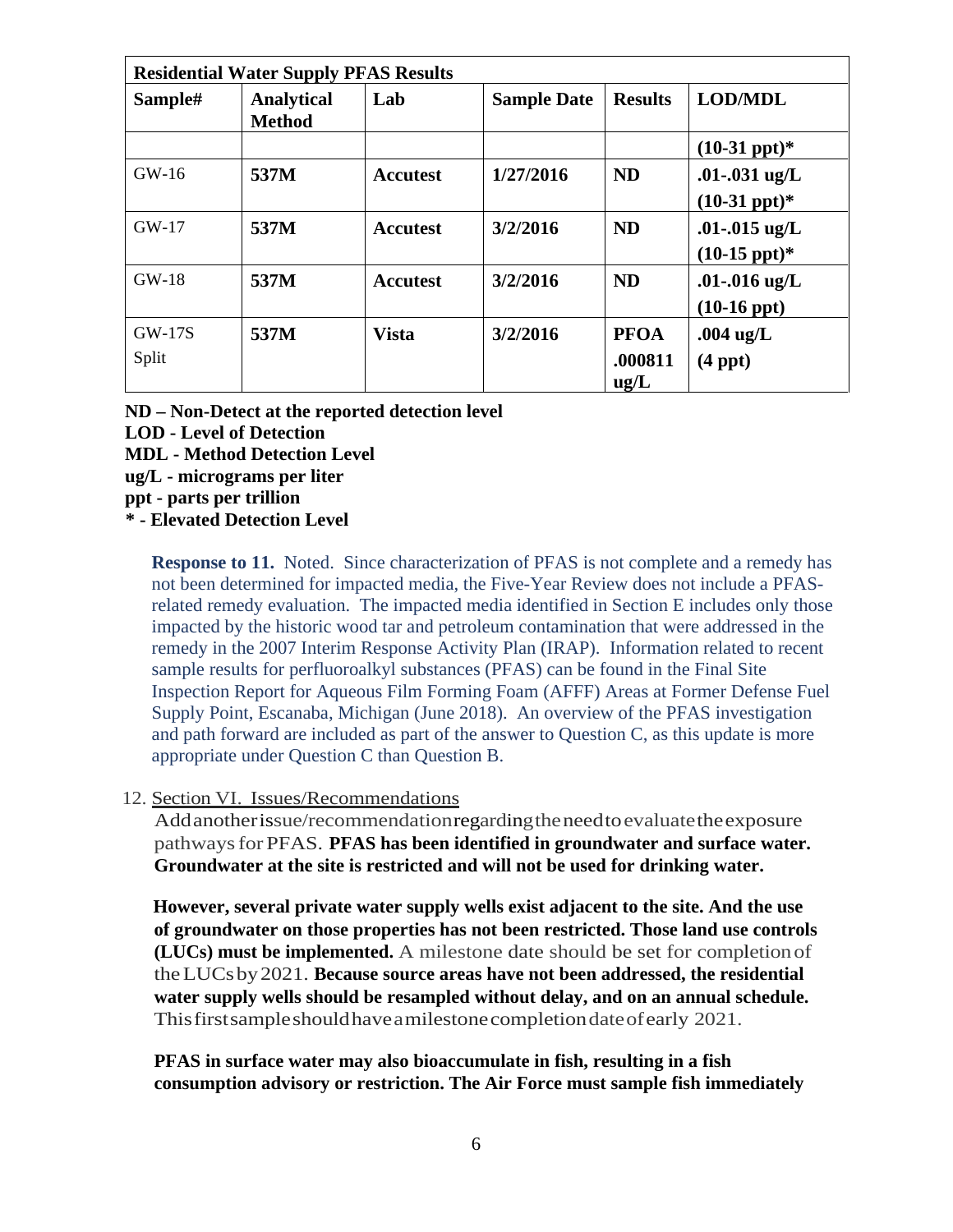| **Residential Water Supply PFAS Results** | | | | | |
|---|---|---|---|---|---|
| **Sample#** | **Analytical Method** | **Lab** | **Sample Date** | **Results** | **LOD/MDL** |
| | | | | | **(10-31 ppt)*** |
| GW-16 | **537M** | **Accutest** | **1/27/2016** | **ND** | **.01-.031 ug/L (10-31 ppt)*** |
| GW-17 | **537M** | **Accutest** | **3/2/2016** | **ND** | **.01-.015 ug/L (10-15 ppt)*** |
| GW-18 | **537M** | **Accutest** | **3/2/2016** | **ND** | **.01-.016 ug/L (10-16 ppt)** |
| GW-17S Split | **537M** | **Vista** | **3/2/2016** | **PFOA .000811 ug/L** | **.004 ug/L (4 ppt)** |

**ND – Non-Detect at the reported detection level**
**LOD - Level of Detection**
**MDL - Method Detection Level**
**ug/L - micrograms per liter**
**ppt - parts per trillion**
*** - Elevated Detection Level**

**Response to 11.** Noted. Since characterization of PFAS is not complete and a remedy has not been determined for impacted media, the Five-Year Review does not include a PFAS-related remedy evaluation. The impacted media identified in Section E includes only those impacted by the historic wood tar and petroleum contamination that were addressed in the remedy in the 2007 Interim Response Activity Plan (IRAP). Information related to recent sample results for perfluoroalkyl substances (PFAS) can be found in the Final Site Inspection Report for Aqueous Film Forming Foam (AFFF) Areas at Former Defense Fuel Supply Point, Escanaba, Michigan (June 2018). An overview of the PFAS investigation and path forward are included as part of the answer to Question C, as this update is more appropriate under Question C than Question B.

12. Section VI. Issues/Recommendations

Add another issue/recommendation regarding the need to evaluate the exposure pathways for PFAS. **PFAS has been identified in groundwater and surface water. Groundwater at the site is restricted and will not be used for drinking water.**

**However, several private water supply wells exist adjacent to the site. And the use of groundwater on those properties has not been restricted. Those land use controls (LUCs) must be implemented.** A milestone date should be set for completion of the LUCs by 2021. **Because source areas have not been addressed, the residential water supply wells should be resampled without delay, and on an annual schedule.** This first sample should have a milestone completion date of early 2021.

**PFAS in surface water may also bioaccumulate in fish, resulting in a fish consumption advisory or restriction. The Air Force must sample fish immediately**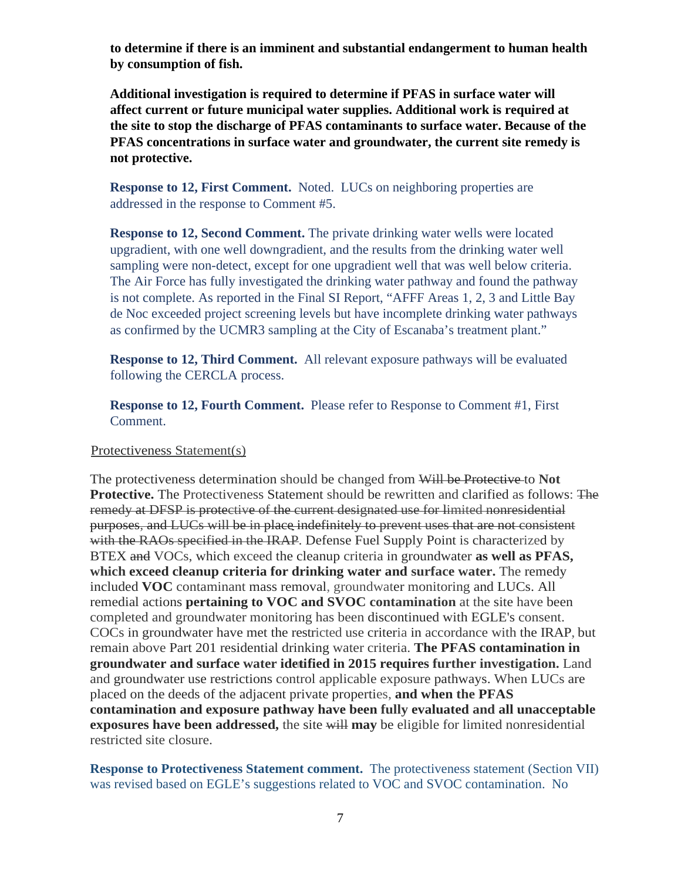**to determine if there is an imminent and substantial endangerment to human health by consumption of fish.**

**Additional investigation is required to determine if PFAS in surface water will affect current or future municipal water supplies. Additional work is required at the site to stop the discharge of PFAS contaminants to surface water. Because of the PFAS concentrations in surface water and groundwater, the current site remedy is not protective.**

**Response to 12, First Comment.** Noted. LUCs on neighboring properties are addressed in the response to Comment #5.

**Response to 12, Second Comment.** The private drinking water wells were located upgradient, with one well downgradient, and the results from the drinking water well sampling were non-detect, except for one upgradient well that was well below criteria. The Air Force has fully investigated the drinking water pathway and found the pathway is not complete. As reported in the Final SI Report, "AFFF Areas 1, 2, 3 and Little Bay de Noc exceeded project screening levels but have incomplete drinking water pathways as confirmed by the UCMR3 sampling at the City of Escanaba's treatment plant."

**Response to 12, Third Comment.** All relevant exposure pathways will be evaluated following the CERCLA process.

**Response to 12, Fourth Comment.** Please refer to Response to Comment #1, First Comment.

Protectiveness Statement(s)

The protectiveness determination should be changed from ~~Will be Protective~~ to **Not Protective.** The Protectiveness Statement should be rewritten and clarified as follows: ~~The remedy at DFSP is protective of the current designated use for limited nonresidential purposes, and LUCs will be in place indefinitely to prevent uses that are not consistent with the RAOs specified in the IRAP.~~ Defense Fuel Supply Point is characterized by BTEX ~~and~~ VOCs, which exceed the cleanup criteria in groundwater **as well as PFAS, which exceed cleanup criteria for drinking water and surface water.** The remedy included **VOC** contaminant mass removal, groundwater monitoring and LUCs. All remedial actions **pertaining to VOC and SVOC contamination** at the site have been completed and groundwater monitoring has been discontinued with EGLE's consent. COCs in groundwater have met the restricted use criteria in accordance with the IRAP, but remain above Part 201 residential drinking water criteria. **The PFAS contamination in groundwater and surface water idetified in 2015 requires further investigation.** Land and groundwater use restrictions control applicable exposure pathways. When LUCs are placed on the deeds of the adjacent private properties, **and when the PFAS contamination and exposure pathway have been fully evaluated and all unacceptable exposures have been addressed,** the site ~~will~~ **may** be eligible for limited nonresidential restricted site closure.

**Response to Protectiveness Statement comment.** The protectiveness statement (Section VII) was revised based on EGLE's suggestions related to VOC and SVOC contamination. No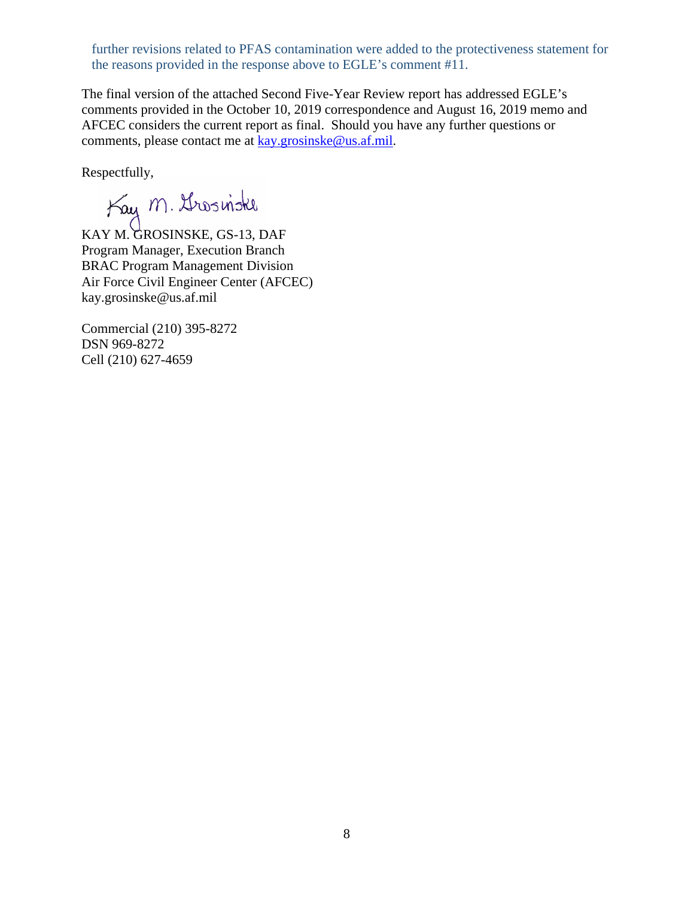further revisions related to PFAS contamination were added to the protectiveness statement for the reasons provided in the response above to EGLE's comment #11.

The final version of the attached Second Five-Year Review report has addressed EGLE's comments provided in the October 10, 2019 correspondence and August 16, 2019 memo and AFCEC considers the current report as final. Should you have any further questions or comments, please contact me at kay.grosinske@us.af.mil.

Respectfully,

Kay M. Grosinske

KAY M. GROSINSKE, GS-13, DAF
Program Manager, Execution Branch
BRAC Program Management Division
Air Force Civil Engineer Center (AFCEC)
kay.grosinske@us.af.mil

Commercial (210) 395-8272
DSN 969-8272
Cell (210) 627-4659